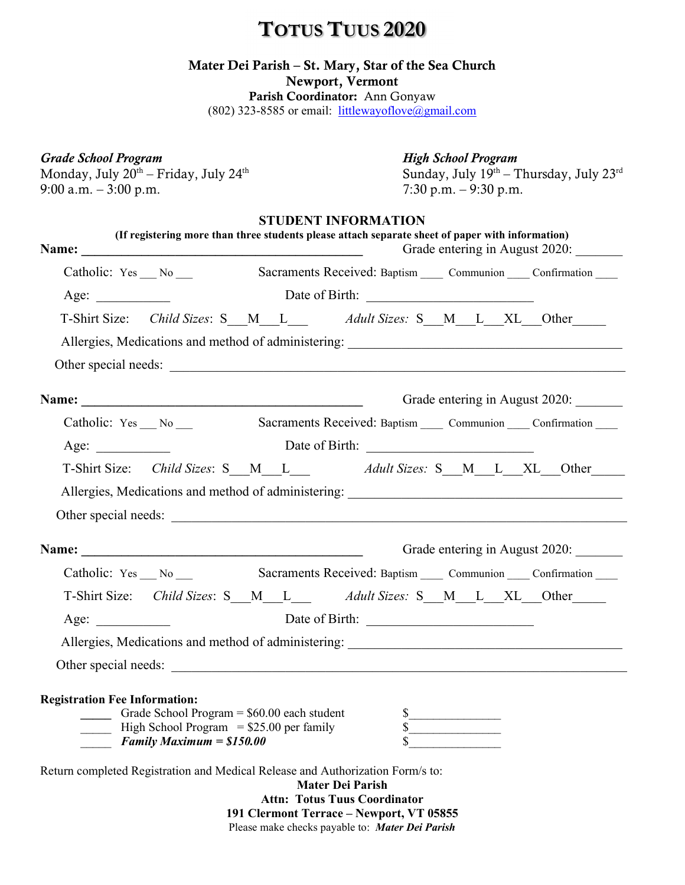# Totus Tuus 2020

**Mater Dei Parish – St. Mary, Star of the Sea Church**
**Newport, Vermont**
**Parish Coordinator:** Ann Gonyaw
(802) 323-8585 or email: littlewayoflove@gmail.com

***Grade School Program***
Monday, July 20th – Friday, July 24th
9:00 a.m. – 3:00 p.m.

***High School Program***
Sunday, July 19th – Thursday, July 23rd
7:30 p.m. – 9:30 p.m.

## STUDENT INFORMATION

**(If registering more than three students please attach separate sheet of paper with information)**

**Name:** ___________________________________________ Grade entering in August 2020: _______

Catholic: Yes ___ No ___ Sacraments Received: Baptism ____ Communion ____ Confirmation ____

Age: ___________ Date of Birth: _________________________

T-Shirt Size: *Child Sizes*: S___M___L___ *Adult Sizes:* S___M___L___XL___Other_____

Allergies, Medications and method of administering: __________________________________________

Other special needs: ______________________________________________________________________

**Name:** ___________________________________________ Grade entering in August 2020: _______

Catholic: Yes ___ No ___ Sacraments Received: Baptism ____ Communion ____ Confirmation ____

Age: ___________ Date of Birth: _________________________

T-Shirt Size: *Child Sizes*: S___M___L___ *Adult Sizes:* S___M___L___XL___Other_____

Allergies, Medications and method of administering: __________________________________________

Other special needs: ______________________________________________________________________

**Name:** ___________________________________________ Grade entering in August 2020: _______

Catholic: Yes ___ No ___ Sacraments Received: Baptism ____ Communion ____ Confirmation ____

T-Shirt Size: *Child Sizes*: S___M___L___ *Adult Sizes:* S___M___L___XL___Other_____

Age: ___________ Date of Birth: _________________________

Allergies, Medications and method of administering: __________________________________________

Other special needs: ______________________________________________________________________

**Registration Fee Information:**

_____ Grade School Program = $60.00 each student $_______________
_____ High School Program = $25.00 per family $_______________
_____ ***Family Maximum = $150.00*** $_______________

Return completed Registration and Medical Release and Authorization Form/s to:

**Mater Dei Parish**
**Attn: Totus Tuus Coordinator**
**191 Clermont Terrace – Newport, VT 05855**
Please make checks payable to: ***Mater Dei Parish***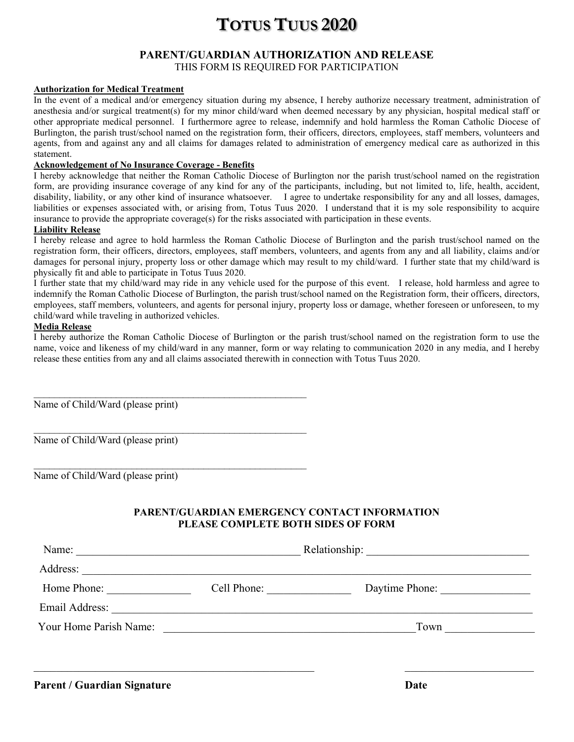# Totus Tuus 2020

## PARENT/GUARDIAN AUTHORIZATION AND RELEASE

THIS FORM IS REQUIRED FOR PARTICIPATION

**Authorization for Medical Treatment**

In the event of a medical and/or emergency situation during my absence, I hereby authorize necessary treatment, administration of anesthesia and/or surgical treatment(s) for my minor child/ward when deemed necessary by any physician, hospital medical staff or other appropriate medical personnel. I furthermore agree to release, indemnify and hold harmless the Roman Catholic Diocese of Burlington, the parish trust/school named on the registration form, their officers, directors, employees, staff members, volunteers and agents, from and against any and all claims for damages related to administration of emergency medical care as authorized in this statement.

**Acknowledgement of No Insurance Coverage - Benefits**

I hereby acknowledge that neither the Roman Catholic Diocese of Burlington nor the parish trust/school named on the registration form, are providing insurance coverage of any kind for any of the participants, including, but not limited to, life, health, accident, disability, liability, or any other kind of insurance whatsoever. I agree to undertake responsibility for any and all losses, damages, liabilities or expenses associated with, or arising from, Totus Tuus 2020. I understand that it is my sole responsibility to acquire insurance to provide the appropriate coverage(s) for the risks associated with participation in these events.

**Liability Release**

I hereby release and agree to hold harmless the Roman Catholic Diocese of Burlington and the parish trust/school named on the registration form, their officers, directors, employees, staff members, volunteers, and agents from any and all liability, claims and/or damages for personal injury, property loss or other damage which may result to my child/ward. I further state that my child/ward is physically fit and able to participate in Totus Tuus 2020.

I further state that my child/ward may ride in any vehicle used for the purpose of this event. I release, hold harmless and agree to indemnify the Roman Catholic Diocese of Burlington, the parish trust/school named on the Registration form, their officers, directors, employees, staff members, volunteers, and agents for personal injury, property loss or damage, whether foreseen or unforeseen, to my child/ward while traveling in authorized vehicles.

**Media Release**

I hereby authorize the Roman Catholic Diocese of Burlington or the parish trust/school named on the registration form to use the name, voice and likeness of my child/ward in any manner, form or way relating to communication 2020 in any media, and I hereby release these entities from any and all claims associated therewith in connection with Totus Tuus 2020.

\_\_\_\_\_\_\_\_\_\_\_\_\_\_\_\_\_\_\_\_\_\_\_\_\_\_\_\_\_\_\_\_\_\_\_\_\_\_\_\_\_\_\_\_\_\_\_\_\_\_\_

Name of Child/Ward (please print)

\_\_\_\_\_\_\_\_\_\_\_\_\_\_\_\_\_\_\_\_\_\_\_\_\_\_\_\_\_\_\_\_\_\_\_\_\_\_\_\_\_\_\_\_\_\_\_\_\_\_\_

Name of Child/Ward (please print)

\_\_\_\_\_\_\_\_\_\_\_\_\_\_\_\_\_\_\_\_\_\_\_\_\_\_\_\_\_\_\_\_\_\_\_\_\_\_\_\_\_\_\_\_\_\_\_\_\_\_\_

Name of Child/Ward (please print)

### PARENT/GUARDIAN EMERGENCY CONTACT INFORMATION
### PLEASE COMPLETE BOTH SIDES OF FORM

Name: \_\_\_\_\_\_\_\_\_\_\_\_\_\_\_\_\_\_\_\_\_\_\_\_\_\_\_\_\_\_\_\_\_\_\_\_\_\_\_\_ Relationship: \_\_\_\_\_\_\_\_\_\_\_\_\_\_\_\_\_\_\_\_\_\_\_\_\_\_\_\_

Address: \_\_\_\_\_\_\_\_\_\_\_\_\_\_\_\_\_\_\_\_\_\_\_\_\_\_\_\_\_\_\_\_\_\_\_\_\_\_\_\_\_\_\_\_\_\_\_\_\_\_\_\_\_\_\_\_\_\_\_\_\_\_\_\_\_\_\_\_\_\_\_\_\_\_

Home Phone: \_\_\_\_\_\_\_\_\_\_\_\_\_\_\_ Cell Phone: \_\_\_\_\_\_\_\_\_\_\_\_\_\_\_ Daytime Phone: \_\_\_\_\_\_\_\_\_\_\_\_\_\_\_\_

Email Address: \_\_\_\_\_\_\_\_\_\_\_\_\_\_\_\_\_\_\_\_\_\_\_\_\_\_\_\_\_\_\_\_\_\_\_\_\_\_\_\_\_\_\_\_\_\_\_\_\_\_\_\_\_\_\_\_\_\_\_\_\_\_\_\_\_\_\_\_\_

Your Home Parish Name: \_\_\_\_\_\_\_\_\_\_\_\_\_\_\_\_\_\_\_\_\_\_\_\_\_\_\_\_\_\_\_\_\_\_\_\_\_\_\_\_\_\_\_\_\_ Town \_\_\_\_\_\_\_\_\_\_\_\_\_\_\_\_

\_\_\_\_\_\_\_\_\_\_\_\_\_\_\_\_\_\_\_\_\_\_\_\_\_\_\_\_\_\_\_\_\_\_\_\_\_\_\_\_\_\_\_\_\_\_\_\_\_\_\_ \_\_\_\_\_\_\_\_\_\_\_\_\_\_\_\_\_\_\_\_\_\_\_

**Parent / Guardian Signature** **Date**